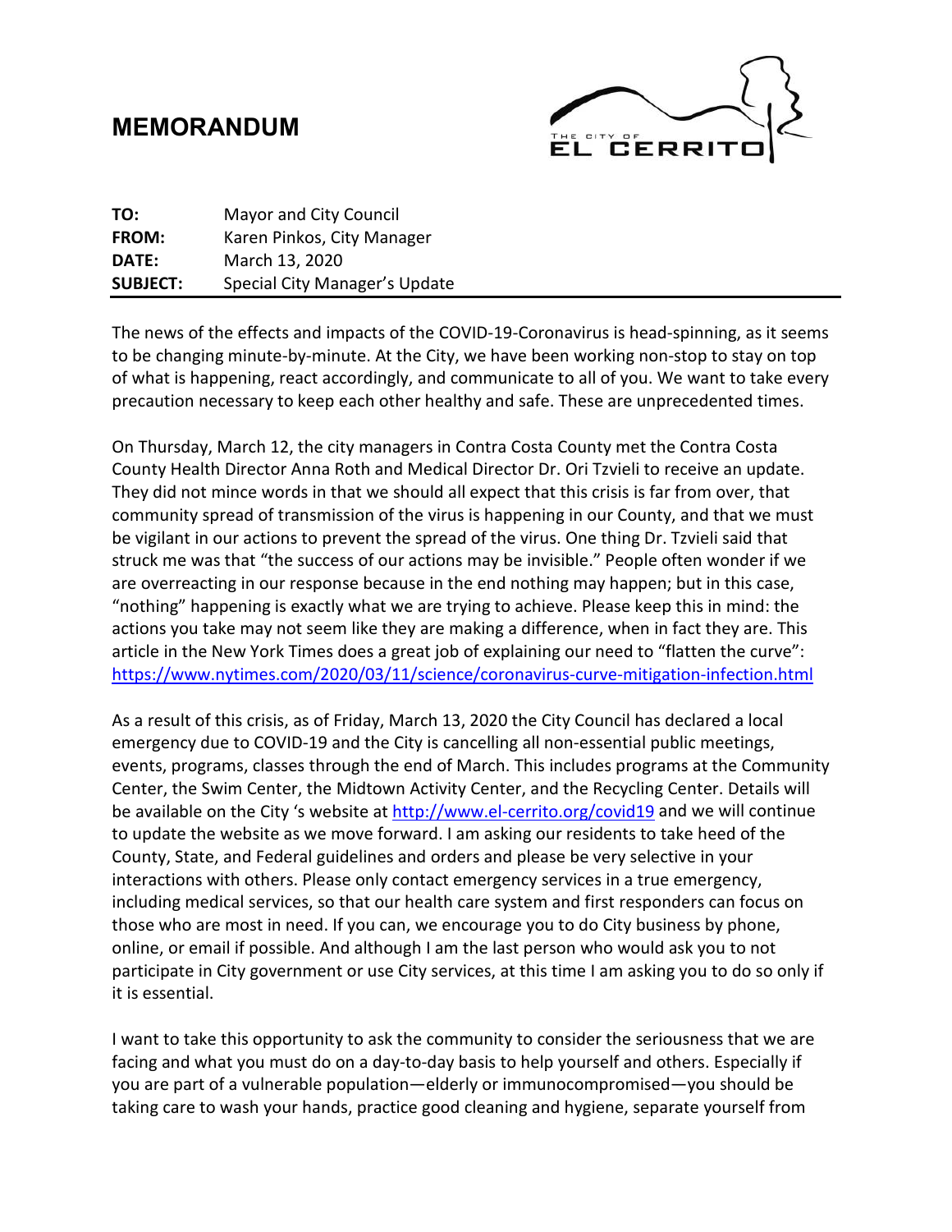# MEMORANDUM

THE CITY OF EL CERRITO

| | |
|---|---|
| **TO:** | Mayor and City Council |
| **FROM:** | Karen Pinkos, City Manager |
| **DATE:** | March 13, 2020 |
| **SUBJECT:** | Special City Manager's Update |

The news of the effects and impacts of the COVID-19-Coronavirus is head-spinning, as it seems to be changing minute-by-minute. At the City, we have been working non-stop to stay on top of what is happening, react accordingly, and communicate to all of you. We want to take every precaution necessary to keep each other healthy and safe. These are unprecedented times.

On Thursday, March 12, the city managers in Contra Costa County met the Contra Costa County Health Director Anna Roth and Medical Director Dr. Ori Tzvieli to receive an update. They did not mince words in that we should all expect that this crisis is far from over, that community spread of transmission of the virus is happening in our County, and that we must be vigilant in our actions to prevent the spread of the virus. One thing Dr. Tzvieli said that struck me was that "the success of our actions may be invisible." People often wonder if we are overreacting in our response because in the end nothing may happen; but in this case, "nothing" happening is exactly what we are trying to achieve. Please keep this in mind: the actions you take may not seem like they are making a difference, when in fact they are. This article in the New York Times does a great job of explaining our need to "flatten the curve": https://www.nytimes.com/2020/03/11/science/coronavirus-curve-mitigation-infection.html

As a result of this crisis, as of Friday, March 13, 2020 the City Council has declared a local emergency due to COVID-19 and the City is cancelling all non-essential public meetings, events, programs, classes through the end of March. This includes programs at the Community Center, the Swim Center, the Midtown Activity Center, and the Recycling Center. Details will be available on the City 's website at http://www.el-cerrito.org/covid19 and we will continue to update the website as we move forward. I am asking our residents to take heed of the County, State, and Federal guidelines and orders and please be very selective in your interactions with others. Please only contact emergency services in a true emergency, including medical services, so that our health care system and first responders can focus on those who are most in need. If you can, we encourage you to do City business by phone, online, or email if possible. And although I am the last person who would ask you to not participate in City government or use City services, at this time I am asking you to do so only if it is essential.

I want to take this opportunity to ask the community to consider the seriousness that we are facing and what you must do on a day-to-day basis to help yourself and others. Especially if you are part of a vulnerable population—elderly or immunocompromised—you should be taking care to wash your hands, practice good cleaning and hygiene, separate yourself from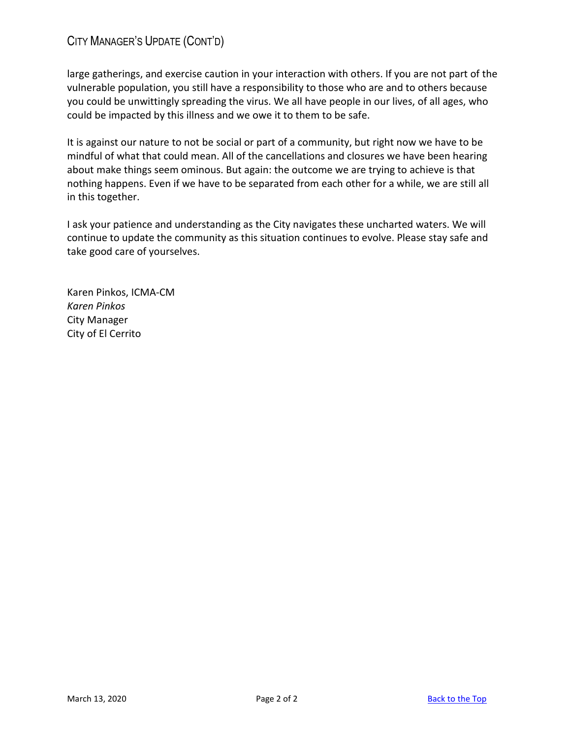large gatherings, and exercise caution in your interaction with others. If you are not part of the vulnerable population, you still have a responsibility to those who are and to others because you could be unwittingly spreading the virus. We all have people in our lives, of all ages, who could be impacted by this illness and we owe it to them to be safe.

It is against our nature to not be social or part of a community, but right now we have to be mindful of what that could mean. All of the cancellations and closures we have been hearing about make things seem ominous. But again: the outcome we are trying to achieve is that nothing happens. Even if we have to be separated from each other for a while, we are still all in this together.

I ask your patience and understanding as the City navigates these uncharted waters. We will continue to update the community as this situation continues to evolve. Please stay safe and take good care of yourselves.

Karen Pinkos, ICMA-CM
*Karen Pinkos*
City Manager
City of El Cerrito